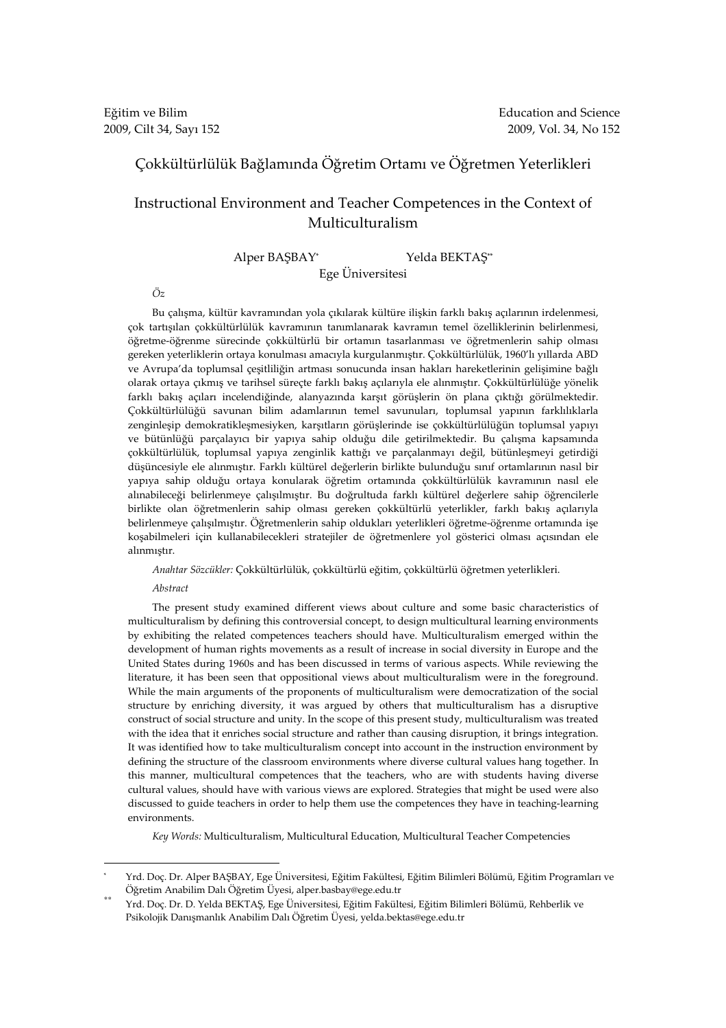Eğitim ve Bilim
2009, Cilt 34, Sayı 152

Education and Science
2009, Vol. 34, No 152

# Çokkültürlülük Bağlamında Öğretim Ortamı ve Öğretmen Yeterlikleri

# Instructional Environment and Teacher Competences in the Context of Multiculturalism

Alper BAŞBAY[*] Yelda BEKTAŞ[**]

Ege Üniversitesi

*Öz*

Bu çalışma, kültür kavramından yola çıkılarak kültüre ilişkin farklı bakış açılarının irdelenmesi, çok tartışılan çokkültürlülük kavramının tanımlanarak kavramın temel özelliklerinin belirlenmesi, öğretme-öğrenme sürecinde çokkültürlü bir ortamın tasarlanması ve öğretmenlerin sahip olması gereken yeterliklerin ortaya konulması amacıyla kurgulanmıştır. Çokkültürlülük, 1960'lı yıllarda ABD ve Avrupa'da toplumsal çeşitliliğin artması sonucunda insan hakları hareketlerinin gelişimine bağlı olarak ortaya çıkmış ve tarihsel süreçte farklı bakış açılarıyla ele alınmıştır. Çokkültürlülüğe yönelik farklı bakış açıları incelendiğinde, alanyazında karşıt görüşlerin ön plana çıktığı görülmektedir. Çokkültürlülüğü savunan bilim adamlarının temel savunuları, toplumsal yapının farklılıklarla zenginleşip demokratikleşmesiyken, karşıtların görüşlerinde ise çokkültürlülüğün toplumsal yapıyı ve bütünlüğü parçalayıcı bir yapıya sahip olduğu dile getirilmektedir. Bu çalışma kapsamında çokkültürlülük, toplumsal yapıya zenginlik kattığı ve parçalanmayı değil, bütünleşmeyi getirdiği düşüncesiyle ele alınmıştır. Farklı kültürel değerlerin birlikte bulunduğu sınıf ortamlarının nasıl bir yapıya sahip olduğu ortaya konularak öğretim ortamında çokkültürlülük kavramının nasıl ele alınabileceği belirlenmeye çalışılmıştır. Bu doğrultuda farklı kültürel değerlere sahip öğrencilerle birlikte olan öğretmenlerin sahip olması gereken çokkültürlü yeterlikler, farklı bakış açılarıyla belirlenmeye çalışılmıştır. Öğretmenlerin sahip oldukları yeterlikleri öğretme-öğrenme ortamında işe koşabilmeleri için kullanabilecekleri stratejiler de öğretmenlere yol gösterici olması açısından ele alınmıştır.

*Anahtar Sözcükler:* Çokkültürlülük, çokkültürlü eğitim, çokkültürlü öğretmen yeterlikleri.

*Abstract*

The present study examined different views about culture and some basic characteristics of multiculturalism by defining this controversial concept, to design multicultural learning environments by exhibiting the related competences teachers should have. Multiculturalism emerged within the development of human rights movements as a result of increase in social diversity in Europe and the United States during 1960s and has been discussed in terms of various aspects. While reviewing the literature, it has been seen that oppositional views about multiculturalism were in the foreground. While the main arguments of the proponents of multiculturalism were democratization of the social structure by enriching diversity, it was argued by others that multiculturalism has a disruptive construct of social structure and unity. In the scope of this present study, multiculturalism was treated with the idea that it enriches social structure and rather than causing disruption, it brings integration. It was identified how to take multiculturalism concept into account in the instruction environment by defining the structure of the classroom environments where diverse cultural values hang together. In this manner, multicultural competences that the teachers, who are with students having diverse cultural values, should have with various views are explored. Strategies that might be used were also discussed to guide teachers in order to help them use the competences they have in teaching-learning environments.

*Key Words:* Multiculturalism, Multicultural Education, Multicultural Teacher Competencies

---

[*] Yrd. Doç. Dr. Alper BAŞBAY, Ege Üniversitesi, Eğitim Fakültesi, Eğitim Bilimleri Bölümü, Eğitim Programları ve Öğretim Anabilim Dalı Öğretim Üyesi, alper.basbay@ege.edu.tr

[**] Yrd. Doç. Dr. D. Yelda BEKTAŞ, Ege Üniversitesi, Eğitim Fakültesi, Eğitim Bilimleri Bölümü, Rehberlik ve Psikolojik Danışmanlık Anabilim Dalı Öğretim Üyesi, yelda.bektas@ege.edu.tr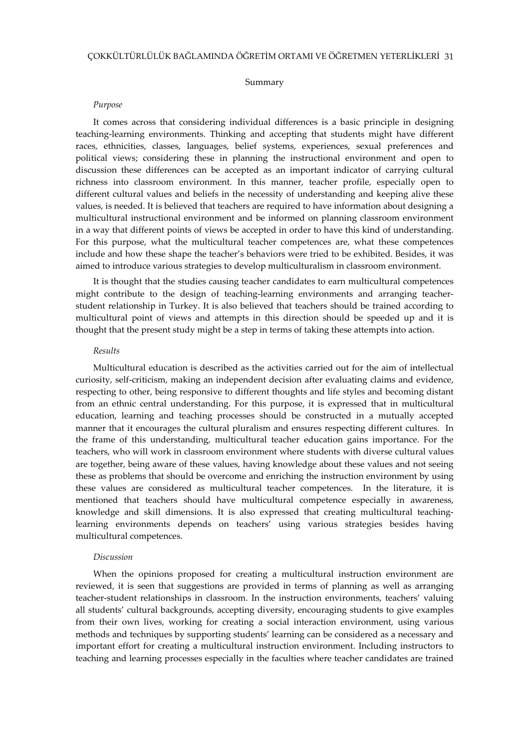## Summary

### *Purpose*

It comes across that considering individual differences is a basic principle in designing teaching-learning environments. Thinking and accepting that students might have different races, ethnicities, classes, languages, belief systems, experiences, sexual preferences and political views; considering these in planning the instructional environment and open to discussion these differences can be accepted as an important indicator of carrying cultural richness into classroom environment. In this manner, teacher profile, especially open to different cultural values and beliefs in the necessity of understanding and keeping alive these values, is needed. It is believed that teachers are required to have information about designing a multicultural instructional environment and be informed on planning classroom environment in a way that different points of views be accepted in order to have this kind of understanding. For this purpose, what the multicultural teacher competences are, what these competences include and how these shape the teacher's behaviors were tried to be exhibited. Besides, it was aimed to introduce various strategies to develop multiculturalism in classroom environment.

It is thought that the studies causing teacher candidates to earn multicultural competences might contribute to the design of teaching-learning environments and arranging teacher-student relationship in Turkey. It is also believed that teachers should be trained according to multicultural point of views and attempts in this direction should be speeded up and it is thought that the present study might be a step in terms of taking these attempts into action.

### *Results*

Multicultural education is described as the activities carried out for the aim of intellectual curiosity, self-criticism, making an independent decision after evaluating claims and evidence, respecting to other, being responsive to different thoughts and life styles and becoming distant from an ethnic central understanding. For this purpose, it is expressed that in multicultural education, learning and teaching processes should be constructed in a mutually accepted manner that it encourages the cultural pluralism and ensures respecting different cultures. In the frame of this understanding, multicultural teacher education gains importance. For the teachers, who will work in classroom environment where students with diverse cultural values are together, being aware of these values, having knowledge about these values and not seeing these as problems that should be overcome and enriching the instruction environment by using these values are considered as multicultural teacher competences. In the literature, it is mentioned that teachers should have multicultural competence especially in awareness, knowledge and skill dimensions. It is also expressed that creating multicultural teaching-learning environments depends on teachers' using various strategies besides having multicultural competences.

### *Discussion*

When the opinions proposed for creating a multicultural instruction environment are reviewed, it is seen that suggestions are provided in terms of planning as well as arranging teacher-student relationships in classroom. In the instruction environments, teachers' valuing all students' cultural backgrounds, accepting diversity, encouraging students to give examples from their own lives, working for creating a social interaction environment, using various methods and techniques by supporting students' learning can be considered as a necessary and important effort for creating a multicultural instruction environment. Including instructors to teaching and learning processes especially in the faculties where teacher candidates are trained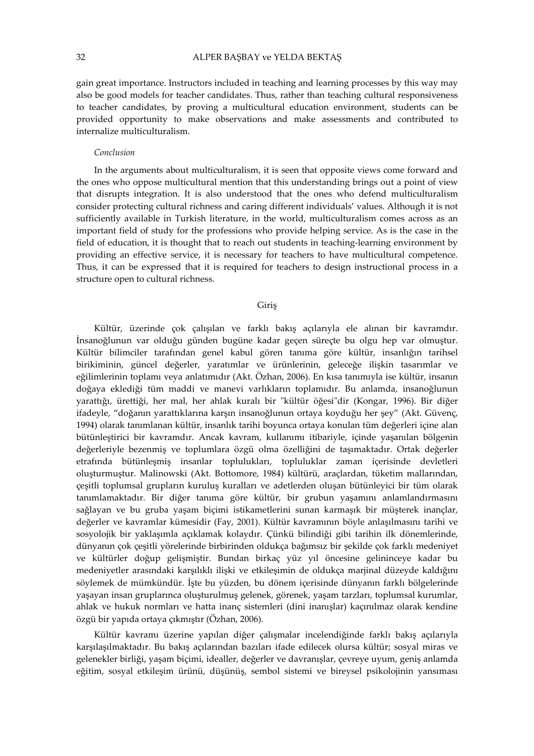gain great importance. Instructors included in teaching and learning processes by this way may also be good models for teacher candidates. Thus, rather than teaching cultural responsiveness to teacher candidates, by proving a multicultural education environment, students can be provided opportunity to make observations and make assessments and contributed to internalize multiculturalism.

*Conclusion*

In the arguments about multiculturalism, it is seen that opposite views come forward and the ones who oppose multicultural mention that this understanding brings out a point of view that disrupts integration. It is also understood that the ones who defend multiculturalism consider protecting cultural richness and caring different individuals' values. Although it is not sufficiently available in Turkish literature, in the world, multiculturalism comes across as an important field of study for the professions who provide helping service. As is the case in the field of education, it is thought that to reach out students in teaching-learning environment by providing an effective service, it is necessary for teachers to have multicultural competence. Thus, it can be expressed that it is required for teachers to design instructional process in a structure open to cultural richness.

## Giriş

Kültür, üzerinde çok çalışılan ve farklı bakış açılarıyla ele alınan bir kavramdır. İnsanoğlunun var olduğu günden bugüne kadar geçen süreçte bu olgu hep var olmuştur. Kültür bilimciler tarafından genel kabul gören tanıma göre kültür, insanlığın tarihsel birikiminin, güncel değerler, yaratımlar ve ürünlerinin, geleceğe ilişkin tasarımlar ve eğilimlerinin toplamı veya anlatımıdır (Akt. Özhan, 2006). En kısa tanımıyla ise kültür, insanın doğaya eklediği tüm maddi ve manevi varlıkların toplamıdır. Bu anlamda, insanoğlunun yarattığı, ürettiği, her mal, her ahlak kuralı bir "kültür öğesi"dir (Kongar, 1996). Bir diğer ifadeyle, "doğanın yarattıklarına karşın insanoğlunun ortaya koyduğu her şey" (Akt. Güvenç, 1994) olarak tanımlanan kültür, insanlık tarihi boyunca ortaya konulan tüm değerleri içine alan bütünleştirici bir kavramdır. Ancak kavram, kullanımı itibariyle, içinde yaşanılan bölgenin değerleriyle bezenmiş ve toplumlara özgü olma özelliğini de taşımaktadır. Ortak değerler etrafında bütünleşmiş insanlar toplulukları, topluluklar zaman içerisinde devletleri oluşturmuştur. Malinowski (Akt. Bottomore, 1984) kültürü, araçlardan, tüketim mallarından, çeşitli toplumsal grupların kuruluş kuralları ve adetlerden oluşan bütünleyici bir tüm olarak tanımlamaktadır. Bir diğer tanıma göre kültür, bir grubun yaşamını anlamlandırmasını sağlayan ve bu gruba yaşam biçimi istikametlerini sunan karmaşık bir müşterek inançlar, değerler ve kavramlar kümesidir (Fay, 2001). Kültür kavramının böyle anlaşılmasını tarihi ve sosyolojik bir yaklaşımla açıklamak kolaydır. Çünkü bilindiği gibi tarihin ilk dönemlerinde, dünyanın çok çeşitli yörelerinde birbirinden oldukça bağımsız bir şekilde çok farklı medeniyet ve kültürler doğup gelişmiştir. Bundan birkaç yüz yıl öncesine gelininceye kadar bu medeniyetler arasındaki karşılıklı ilişki ve etkileşimin de oldukça marjinal düzeyde kaldığını söylemek de mümkündür. İşte bu yüzden, bu dönem içerisinde dünyanın farklı bölgelerinde yaşayan insan gruplarınca oluşturulmuş gelenek, görenek, yaşam tarzları, toplumsal kurumlar, ahlak ve hukuk normları ve hatta inanç sistemleri (dini inanışlar) kaçınılmaz olarak kendine özgü bir yapıda ortaya çıkmıştır (Özhan, 2006).

Kültür kavramı üzerine yapılan diğer çalışmalar incelendiğinde farklı bakış açılarıyla karşılaşılmaktadır. Bu bakış açılarından bazıları ifade edilecek olursa kültür; sosyal miras ve gelenekler birliği, yaşam biçimi, idealler, değerler ve davranışlar, çevreye uyum, geniş anlamda eğitim, sosyal etkileşim ürünü, düşünüş, sembol sistemi ve bireysel psikolojinin yansıması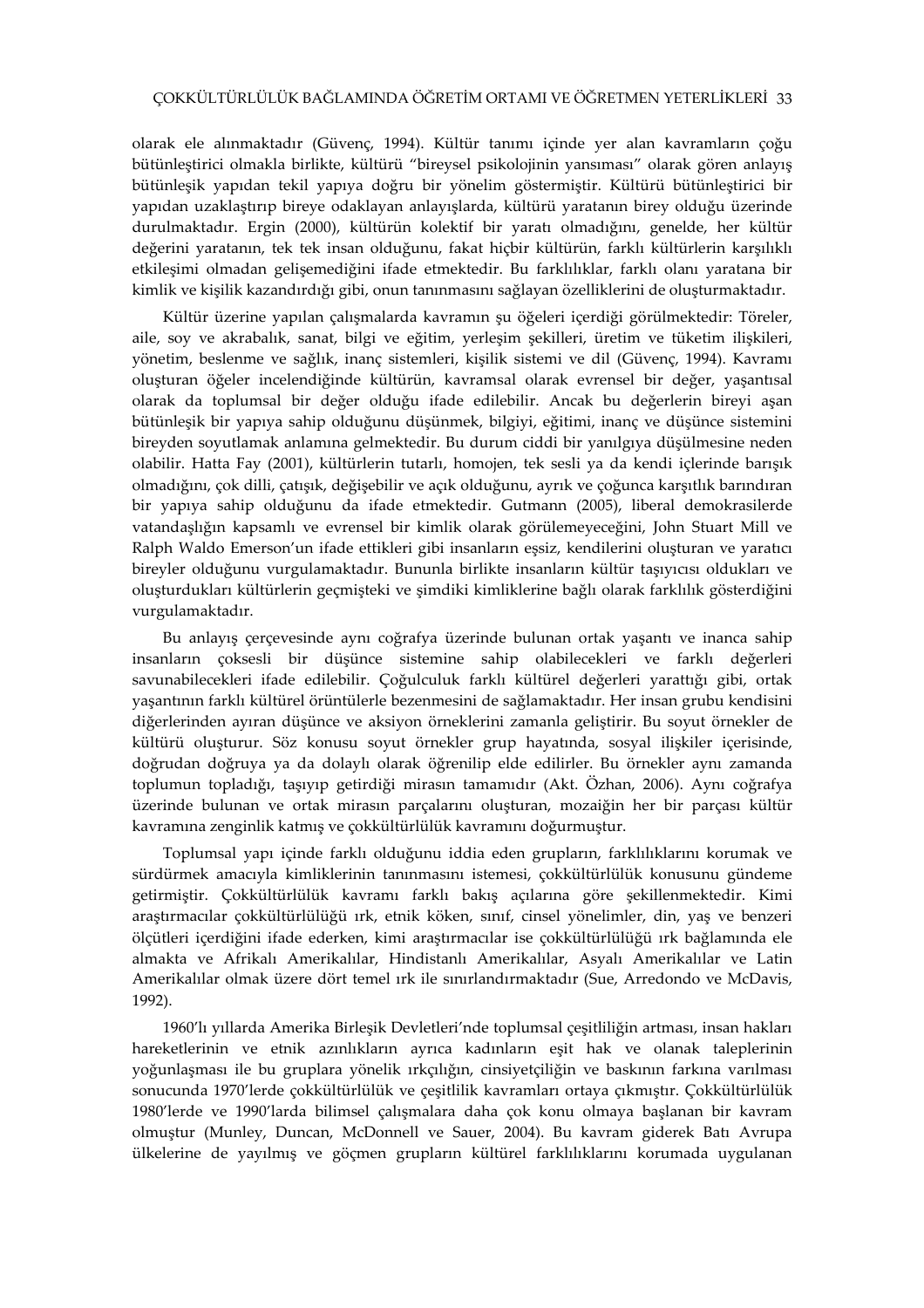olarak ele alınmaktadır (Güvenç, 1994). Kültür tanımı içinde yer alan kavramların çoğu bütünleştirici olmakla birlikte, kültürü "bireysel psikolojinin yansıması" olarak gören anlayış bütünleşik yapıdan tekil yapıya doğru bir yönelim göstermiştir. Kültürü bütünleştirici bir yapıdan uzaklaştırıp bireye odaklayan anlayışlarda, kültürü yaratanın birey olduğu üzerinde durulmaktadır. Ergin (2000), kültürün kolektif bir yaratı olmadığını, genelde, her kültür değerini yaratanın, tek tek insan olduğunu, fakat hiçbir kültürün, farklı kültürlerin karşılıklı etkileşimi olmadan gelişemediğini ifade etmektedir. Bu farklılıklar, farklı olanı yaratana bir kimlik ve kişilik kazandırdığı gibi, onun tanınmasını sağlayan özelliklerini de oluşturmaktadır.

Kültür üzerine yapılan çalışmalarda kavramın şu öğeleri içerdiği görülmektedir: Töreler, aile, soy ve akrabalık, sanat, bilgi ve eğitim, yerleşim şekilleri, üretim ve tüketim ilişkileri, yönetim, beslenme ve sağlık, inanç sistemleri, kişilik sistemi ve dil (Güvenç, 1994). Kavramı oluşturan öğeler incelendiğinde kültürün, kavramsal olarak evrensel bir değer, yaşantısal olarak da toplumsal bir değer olduğu ifade edilebilir. Ancak bu değerlerin bireyi aşan bütünleşik bir yapıya sahip olduğunu düşünmek, bilgiyi, eğitimi, inanç ve düşünce sistemini bireyden soyutlamak anlamına gelmektedir. Bu durum ciddi bir yanılgıya düşülmesine neden olabilir. Hatta Fay (2001), kültürlerin tutarlı, homojen, tek sesli ya da kendi içlerinde barışık olmadığını, çok dilli, çatışık, değişebilir ve açık olduğunu, ayrık ve çoğunca karşıtlık barındıran bir yapıya sahip olduğunu da ifade etmektedir. Gutmann (2005), liberal demokrasilerde vatandaşlığın kapsamlı ve evrensel bir kimlik olarak görülemeyeceğini, John Stuart Mill ve Ralph Waldo Emerson'un ifade ettikleri gibi insanların eşsiz, kendilerini oluşturan ve yaratıcı bireyler olduğunu vurgulamaktadır. Bununla birlikte insanların kültür taşıyıcısı oldukları ve oluşturdukları kültürlerin geçmişteki ve şimdiki kimliklerine bağlı olarak farklılık gösterdiğini vurgulamaktadır.

Bu anlayış çerçevesinde aynı coğrafya üzerinde bulunan ortak yaşantı ve inanca sahip insanların çoksesli bir düşünce sistemine sahip olabilecekleri ve farklı değerleri savunabilecekleri ifade edilebilir. Çoğulculuk farklı kültürel değerleri yarattığı gibi, ortak yaşantının farklı kültürel örüntülerle bezenmesini de sağlamaktadır. Her insan grubu kendisini diğerlerinden ayıran düşünce ve aksiyon örneklerini zamanla geliştirir. Bu soyut örnekler de kültürü oluşturur. Söz konusu soyut örnekler grup hayatında, sosyal ilişkiler içerisinde, doğrudan doğruya ya da dolaylı olarak öğrenilip elde edilirler. Bu örnekler aynı zamanda toplumun topladığı, taşıyıp getirdiği mirasın tamamıdır (Akt. Özhan, 2006). Aynı coğrafya üzerinde bulunan ve ortak mirasın parçalarını oluşturan, mozaiğin her bir parçası kültür kavramına zenginlik katmış ve çokkültürlülük kavramını doğurmuştur.

Toplumsal yapı içinde farklı olduğunu iddia eden grupların, farklılıklarını korumak ve sürdürmek amacıyla kimliklerinin tanınmasını istemesi, çokkültürlülük konusunu gündeme getirmiştir. Çokkültürlülük kavramı farklı bakış açılarına göre şekillenmektedir. Kimi araştırmacılar çokkültürlülüğü ırk, etnik köken, sınıf, cinsel yönelimler, din, yaş ve benzeri ölçütleri içerdiğini ifade ederken, kimi araştırmacılar ise çokkültürlülüğü ırk bağlamında ele almakta ve Afrikalı Amerikalılar, Hindistanlı Amerikalılar, Asyalı Amerikalılar ve Latin Amerikalılar olmak üzere dört temel ırk ile sınırlandırmaktadır (Sue, Arredondo ve McDavis, 1992).

1960'lı yıllarda Amerika Birleşik Devletleri'nde toplumsal çeşitliliğin artması, insan hakları hareketlerinin ve etnik azınlıkların ayrıca kadınların eşit hak ve olanak taleplerinin yoğunlaşması ile bu gruplara yönelik ırkçılığın, cinsiyetçiliğin ve baskının farkına varılması sonucunda 1970'lerde çokkültürlülük ve çeşitlilik kavramları ortaya çıkmıştır. Çokkültürlülük 1980'lerde ve 1990'larda bilimsel çalışmalara daha çok konu olmaya başlanan bir kavram olmuştur (Munley, Duncan, McDonnell ve Sauer, 2004). Bu kavram giderek Batı Avrupa ülkelerine de yayılmış ve göçmen grupların kültürel farklılıklarını korumada uygulanan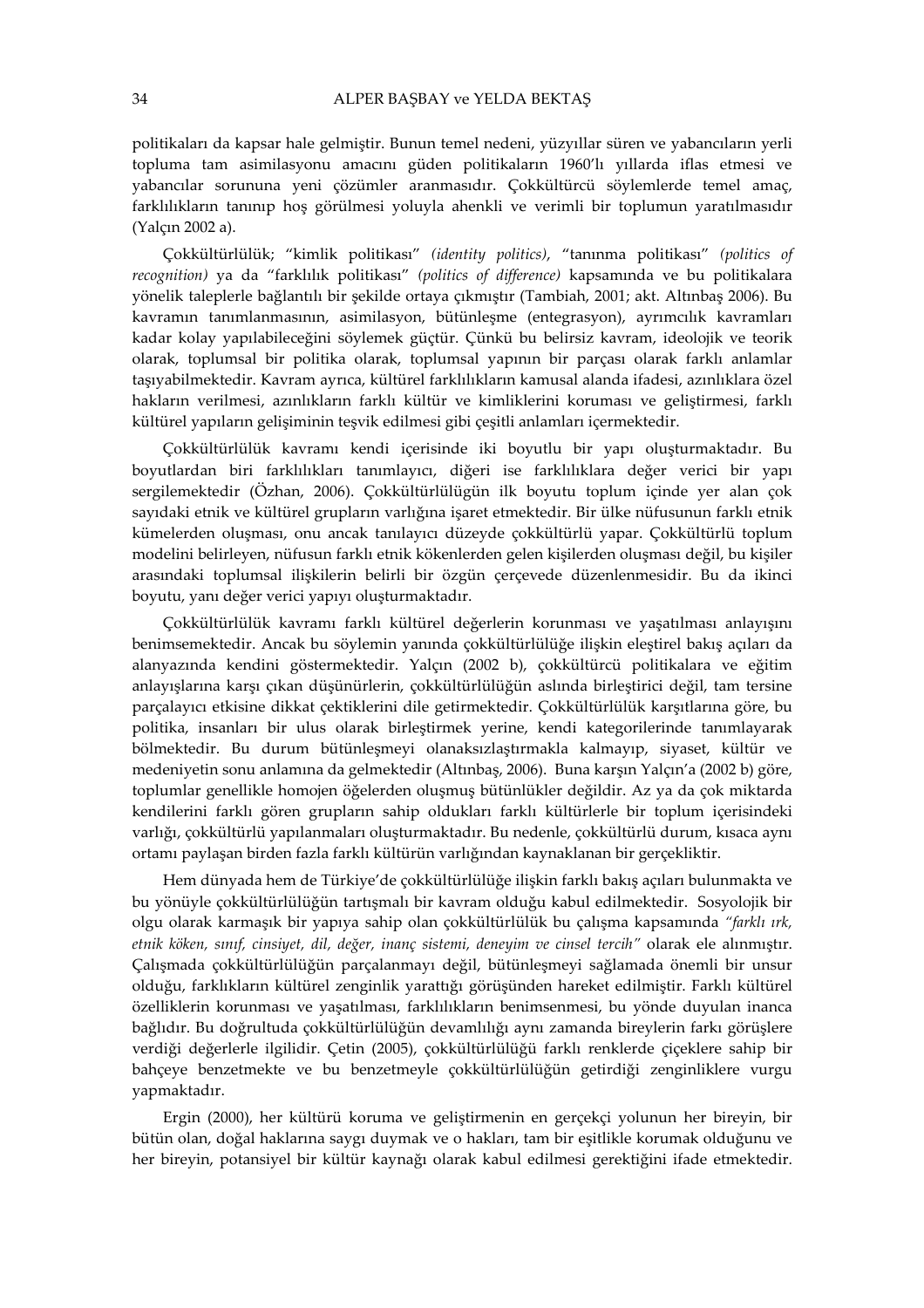politikaları da kapsar hale gelmiştir. Bunun temel nedeni, yüzyıllar süren ve yabancıların yerli topluma tam asimilasyonu amacını güden politikaların 1960'lı yıllarda iflas etmesi ve yabancılar sorununa yeni çözümler aranmasıdır. Çokkültürcü söylemlerde temel amaç, farklılıkların tanınıp hoş görülmesi yoluyla ahenkli ve verimli bir toplumun yaratılmasıdır (Yalçın 2002 a).

Çokkültürlülük; "kimlik politikası" *(identity politics)*, "tanınma politikası" *(politics of recognition)* ya da "farklılık politikası" *(politics of difference)* kapsamında ve bu politikalara yönelik taleplerle bağlantılı bir şekilde ortaya çıkmıştır (Tambiah, 2001; akt. Altınbaş 2006). Bu kavramın tanımlanmasının, asimilasyon, bütünleşme (entegrasyon), ayrımcılık kavramları kadar kolay yapılabileceğini söylemek güçtür. Çünkü bu belirsiz kavram, ideolojik ve teorik olarak, toplumsal bir politika olarak, toplumsal yapının bir parçası olarak farklı anlamlar taşıyabilmektedir. Kavram ayrıca, kültürel farklılıkların kamusal alanda ifadesi, azınlıklara özel hakların verilmesi, azınlıkların farklı kültür ve kimliklerini koruması ve geliştirmesi, farklı kültürel yapıların gelişiminin teşvik edilmesi gibi çeşitli anlamları içermektedir.

Çokkültürlülük kavramı kendi içerisinde iki boyutlu bir yapı oluşturmaktadır. Bu boyutlardan biri farklılıkları tanımlayıcı, diğeri ise farklılıklara değer verici bir yapı sergilemektedir (Özhan, 2006). Çokkültürlülügün ilk boyutu toplum içinde yer alan çok sayıdaki etnik ve kültürel grupların varlığına işaret etmektedir. Bir ülke nüfusunun farklı etnik kümelerden oluşması, onu ancak tanılayıcı düzeyde çokkültürlü yapar. Çokkültürlü toplum modelini belirleyen, nüfusun farklı etnik kökenlerden gelen kişilerden oluşması değil, bu kişiler arasındaki toplumsal ilişkilerin belirli bir özgün çerçevede düzenlenmesidir. Bu da ikinci boyutu, yanı değer verici yapıyı oluşturmaktadır.

Çokkültürlülük kavramı farklı kültürel değerlerin korunması ve yaşatılması anlayışını benimsemektedir. Ancak bu söylemin yanında çokkültürlülüğe ilişkin eleştirel bakış açıları da alanyazında kendini göstermektedir. Yalçın (2002 b), çokkültürcü politikalara ve eğitim anlayışlarına karşı çıkan düşünürlerin, çokkültürlülüğün aslında birleştirici değil, tam tersine parçalayıcı etkisine dikkat çektiklerini dile getirmektedir. Çokkültürlülük karşıtlarına göre, bu politika, insanları bir ulus olarak birleştirmek yerine, kendi kategorilerinde tanımlayarak bölmektedir. Bu durum bütünleşmeyi olanaksızlaştırmakla kalmayıp, siyaset, kültür ve medeniyetin sonu anlamına da gelmektedir (Altınbaş, 2006). Buna karşın Yalçın'a (2002 b) göre, toplumlar genellikle homojen öğelerden oluşmuş bütünlükler değildir. Az ya da çok miktarda kendilerini farklı gören grupların sahip oldukları farklı kültürlerle bir toplum içerisindeki varlığı, çokkültürlü yapılanmaları oluşturmaktadır. Bu nedenle, çokkültürlü durum, kısaca aynı ortamı paylaşan birden fazla farklı kültürün varlığından kaynaklanan bir gerçekliktir.

Hem dünyada hem de Türkiye'de çokkültürlülüğe ilişkin farklı bakış açıları bulunmakta ve bu yönüyle çokkültürlülüğün tartışmalı bir kavram olduğu kabul edilmektedir. Sosyolojik bir olgu olarak karmaşık bir yapıya sahip olan çokkültürlülük bu çalışma kapsamında *"farklı ırk, etnik köken, sınıf, cinsiyet, dil, değer, inanç sistemi, deneyim ve cinsel tercih"* olarak ele alınmıştır. Çalışmada çokkültürlülüğün parçalanmayı değil, bütünleşmeyi sağlamada önemli bir unsur olduğu, farklıkların kültürel zenginlik yarattığı görüşünden hareket edilmiştir. Farklı kültürel özelliklerin korunması ve yaşatılması, farklılıkların benimsenmesi, bu yönde duyulan inanca bağlıdır. Bu doğrultuda çokkültürlülüğün devamlılığı aynı zamanda bireylerin farkı görüşlere verdiği değerlerle ilgilidir. Çetin (2005), çokkültürlülüğü farklı renklerde çiçeklere sahip bir bahçeye benzetmekte ve bu benzetmeyle çokkültürlülüğün getirdiği zenginliklere vurgu yapmaktadır.

Ergin (2000), her kültürü koruma ve geliştirmenin en gerçekçi yolunun her bireyin, bir bütün olan, doğal haklarına saygı duymak ve o hakları, tam bir eşitlikle korumak olduğunu ve her bireyin, potansiyel bir kültür kaynağı olarak kabul edilmesi gerektiğini ifade etmektedir.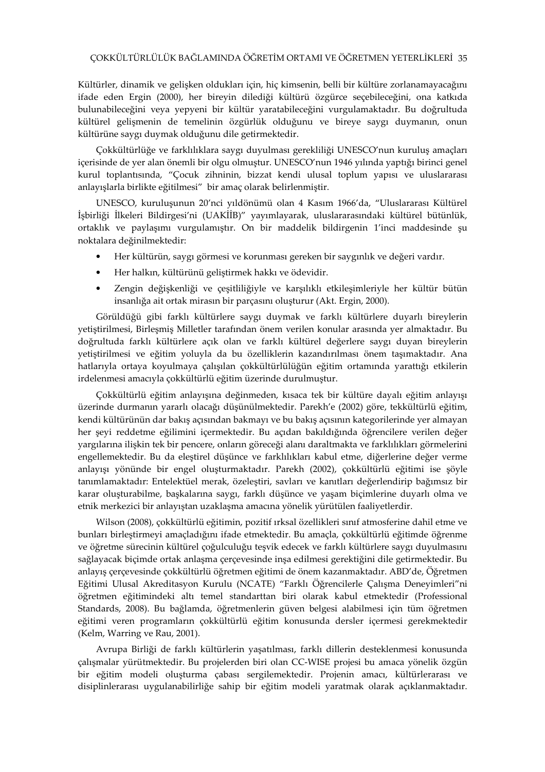Kültürler, dinamik ve gelişken oldukları için, hiç kimsenin, belli bir kültüre zorlanamayacağını ifade eden Ergin (2000), her bireyin dilediği kültürü özgürce seçebileceğini, ona katkıda bulunabileceğini veya yepyeni bir kültür yaratabileceğini vurgulamaktadır. Bu doğrultuda kültürel gelişmenin de temelinin özgürlük olduğunu ve bireye saygı duymanın, onun kültürüne saygı duymak olduğunu dile getirmektedir.

Çokkültürlüğe ve farklılıklara saygı duyulması gerekliliği UNESCO'nun kuruluş amaçları içerisinde de yer alan önemli bir olgu olmuştur. UNESCO'nun 1946 yılında yaptığı birinci genel kurul toplantısında, "Çocuk zihninin, bizzat kendi ulusal toplum yapısı ve uluslararası anlayışlarla birlikte eğitilmesi" bir amaç olarak belirlenmiştir.

UNESCO, kuruluşunun 20'nci yıldönümü olan 4 Kasım 1966'da, "Uluslararası Kültürel İşbirliği İlkeleri Bildirgesi'ni (UAKİİB)" yayımlayarak, uluslararasındaki kültürel bütünlük, ortaklık ve paylaşımı vurgulamıştır. On bir maddelik bildirgenin 1'inci maddesinde şu noktalara değinilmektedir:

- Her kültürün, saygı görmesi ve korunması gereken bir saygınlık ve değeri vardır.
- Her halkın, kültürünü geliştirmek hakkı ve ödevidir.
- Zengin değişkenliği ve çeşitliliğiyle ve karşılıklı etkileşimleriyle her kültür bütün insanlığa ait ortak mirasın bir parçasını oluşturur (Akt. Ergin, 2000).

Görüldüğü gibi farklı kültürlere saygı duymak ve farklı kültürlere duyarlı bireylerin yetiştirilmesi, Birleşmiş Milletler tarafından önem verilen konular arasında yer almaktadır. Bu doğrultuda farklı kültürlere açık olan ve farklı kültürel değerlere saygı duyan bireylerin yetiştirilmesi ve eğitim yoluyla da bu özelliklerin kazandırılması önem taşımaktadır. Ana hatlarıyla ortaya koyulmaya çalışılan çokkültürlülüğün eğitim ortamında yarattığı etkilerin irdelenmesi amacıyla çokkültürlü eğitim üzerinde durulmuştur.

Çokkültürlü eğitim anlayışına değinmeden, kısaca tek bir kültüre dayalı eğitim anlayışı üzerinde durmanın yararlı olacağı düşünülmektedir. Parekh'e (2002) göre, tekkültürlü eğitim, kendi kültürünün dar bakış açısından bakmayı ve bu bakış açısının kategorilerinde yer almayan her şeyi reddetme eğilimini içermektedir. Bu açıdan bakıldığında öğrencilere verilen değer yargılarına ilişkin tek bir pencere, onların göreceği alanı daraltmakta ve farklılıkları görmelerini engellemektedir. Bu da eleştirel düşünce ve farklılıkları kabul etme, diğerlerine değer verme anlayışı yönünde bir engel oluşturmaktadır. Parekh (2002), çokkültürlü eğitimi ise şöyle tanımlamaktadır: Entelektüel merak, özeleştiri, savları ve kanıtları değerlendirip bağımsız bir karar oluşturabilme, başkalarına saygı, farklı düşünce ve yaşam biçimlerine duyarlı olma ve etnik merkezici bir anlayıştan uzaklaşma amacına yönelik yürütülen faaliyetlerdir.

Wilson (2008), çokkültürlü eğitimin, pozitif ırksal özellikleri sınıf atmosferine dahil etme ve bunları birleştirmeyi amaçladığını ifade etmektedir. Bu amaçla, çokkültürlü eğitimde öğrenme ve öğretme sürecinin kültürel çoğulculuğu teşvik edecek ve farklı kültürlere saygı duyulmasını sağlayacak biçimde ortak anlaşma çerçevesinde inşa edilmesi gerektiğini dile getirmektedir. Bu anlayış çerçevesinde çokkültürlü öğretmen eğitimi de önem kazanmaktadır. ABD'de, Öğretmen Eğitimi Ulusal Akreditasyon Kurulu (NCATE) "Farklı Öğrencilerle Çalışma Deneyimleri"ni öğretmen eğitimindeki altı temel standarttan biri olarak kabul etmektedir (Professional Standards, 2008). Bu bağlamda, öğretmenlerin güven belgesi alabilmesi için tüm öğretmen eğitimi veren programların çokkültürlü eğitim konusunda dersler içermesi gerekmektedir (Kelm, Warring ve Rau, 2001).

Avrupa Birliği de farklı kültürlerin yaşatılması, farklı dillerin desteklenmesi konusunda çalışmalar yürütmektedir. Bu projelerden biri olan CC-WISE projesi bu amaca yönelik özgün bir eğitim modeli oluşturma çabası sergilemektedir. Projenin amacı, kültürlerarası ve disiplinlerarası uygulanabilirliğe sahip bir eğitim modeli yaratmak olarak açıklanmaktadır.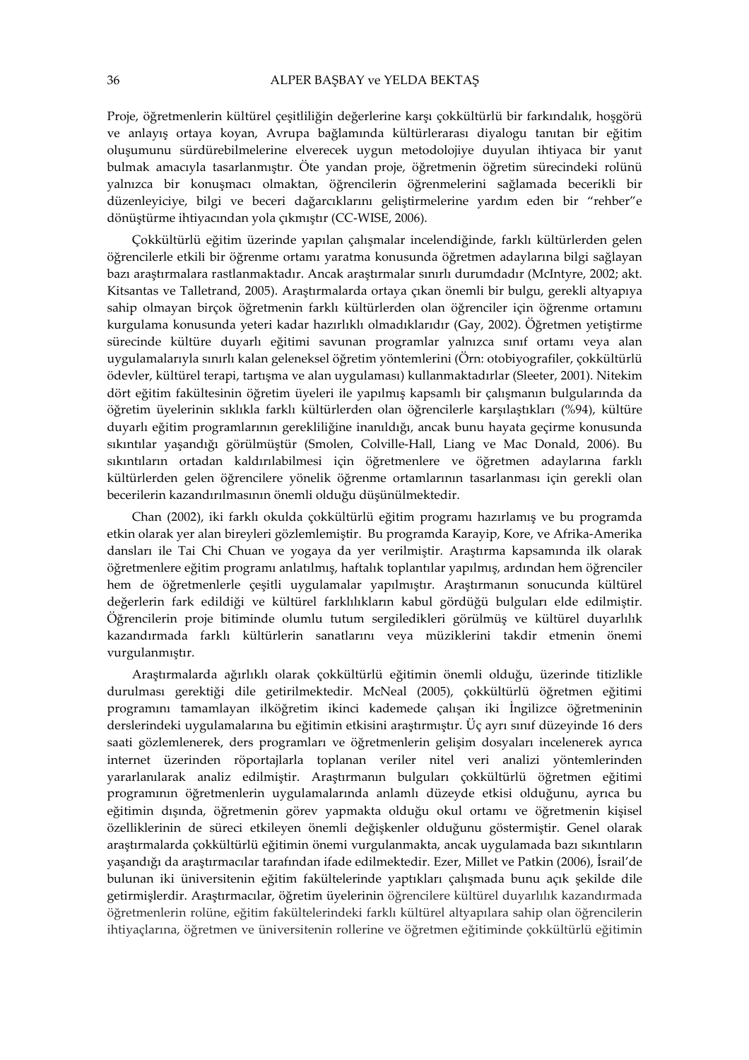Proje, öğretmenlerin kültürel çeşitliliğin değerlerine karşı çokkültürlü bir farkındalık, hoşgörü ve anlayış ortaya koyan, Avrupa bağlamında kültürlerarası diyalogu tanıtan bir eğitim oluşumunu sürdürebilmelerine elverecek uygun metodolojiye duyulan ihtiyaca bir yanıt bulmak amacıyla tasarlanmıştır. Öte yandan proje, öğretmenin öğretim sürecindeki rolünü yalnızca bir konuşmacı olmaktan, öğrencilerin öğrenmelerini sağlamada becerikli bir düzenleyiciye, bilgi ve beceri dağarcıklarını geliştirmelerine yardım eden bir "rehber"e dönüştürme ihtiyacından yola çıkmıştır (CC-WISE, 2006).

Çokkültürlü eğitim üzerinde yapılan çalışmalar incelendiğinde, farklı kültürlerden gelen öğrencilerle etkili bir öğrenme ortamı yaratma konusunda öğretmen adaylarına bilgi sağlayan bazı araştırmalara rastlanmaktadır. Ancak araştırmalar sınırlı durumdadır (McIntyre, 2002; akt. Kitsantas ve Talletrand, 2005). Araştırmalarda ortaya çıkan önemli bir bulgu, gerekli altyapıya sahip olmayan birçok öğretmenin farklı kültürlerden olan öğrenciler için öğrenme ortamını kurgulama konusunda yeteri kadar hazırlıklı olmadıklarıdır (Gay, 2002). Öğretmen yetiştirme sürecinde kültüre duyarlı eğitimi savunan programlar yalnızca sınıf ortamı veya alan uygulamalarıyla sınırlı kalan geleneksel öğretim yöntemlerini (Örn: otobiyografiler, çokkültürlü ödevler, kültürel terapi, tartışma ve alan uygulaması) kullanmaktadırlar (Sleeter, 2001). Nitekim dört eğitim fakültesinin öğretim üyeleri ile yapılmış kapsamlı bir çalışmanın bulgularında da öğretim üyelerinin sıklıkla farklı kültürlerden olan öğrencilerle karşılaştıkları (%94), kültüre duyarlı eğitim programlarının gerekliliğine inanıldığı, ancak bunu hayata geçirme konusunda sıkıntılar yaşandığı görülmüştür (Smolen, Colville-Hall, Liang ve Mac Donald, 2006). Bu sıkıntıların ortadan kaldırılabilmesi için öğretmenlere ve öğretmen adaylarına farklı kültürlerden gelen öğrencilere yönelik öğrenme ortamlarının tasarlanması için gerekli olan becerilerin kazandırılmasının önemli olduğu düşünülmektedir.

Chan (2002), iki farklı okulda çokkültürlü eğitim programı hazırlamış ve bu programda etkin olarak yer alan bireyleri gözlemlemiştir. Bu programda Karayip, Kore, ve Afrika-Amerika dansları ile Tai Chi Chuan ve yogaya da yer verilmiştir. Araştırma kapsamında ilk olarak öğretmenlere eğitim programı anlatılmış, haftalık toplantılar yapılmış, ardından hem öğrenciler hem de öğretmenlerle çeşitli uygulamalar yapılmıştır. Araştırmanın sonucunda kültürel değerlerin fark edildiği ve kültürel farklılıkların kabul gördüğü bulguları elde edilmiştir. Öğrencilerin proje bitiminde olumlu tutum sergiledikleri görülmüş ve kültürel duyarlılık kazandırmada farklı kültürlerin sanatlarını veya müziklerini takdir etmenin önemi vurgulanmıştır.

Araştırmalarda ağırlıklı olarak çokkültürlü eğitimin önemli olduğu, üzerinde titizlikle durulması gerektiği dile getirilmektedir. McNeal (2005), çokkültürlü öğretmen eğitimi programını tamamlayan ilköğretim ikinci kademede çalışan iki İngilizce öğretmeninin derslerindeki uygulamalarına bu eğitimin etkisini araştırmıştır. Üç ayrı sınıf düzeyinde 16 ders saati gözlemlenerek, ders programları ve öğretmenlerin gelişim dosyaları incelenerek ayrıca internet üzerinden röportajlarla toplanan veriler nitel veri analizi yöntemlerinden yararlanılarak analiz edilmiştir. Araştırmanın bulguları çokkültürlü öğretmen eğitimi programının öğretmenlerin uygulamalarında anlamlı düzeyde etkisi olduğunu, ayrıca bu eğitimin dışında, öğretmenin görev yapmakta olduğu okul ortamı ve öğretmenin kişisel özelliklerinin de süreci etkileyen önemli değişkenler olduğunu göstermiştir. Genel olarak araştırmalarda çokkültürlü eğitimin önemi vurgulanmakta, ancak uygulamada bazı sıkıntıların yaşandığı da araştırmacılar tarafından ifade edilmektedir. Ezer, Millet ve Patkin (2006), İsrail'de bulunan iki üniversitenin eğitim fakültelerinde yaptıkları çalışmada bunu açık şekilde dile getirmişlerdir. Araştırmacılar, öğretim üyelerinin öğrencilere kültürel duyarlılık kazandırmada öğretmenlerin rolüne, eğitim fakültelerindeki farklı kültürel altyapılara sahip olan öğrencilerin ihtiyaçlarına, öğretmen ve üniversitenin rollerine ve öğretmen eğitiminde çokkültürlü eğitimin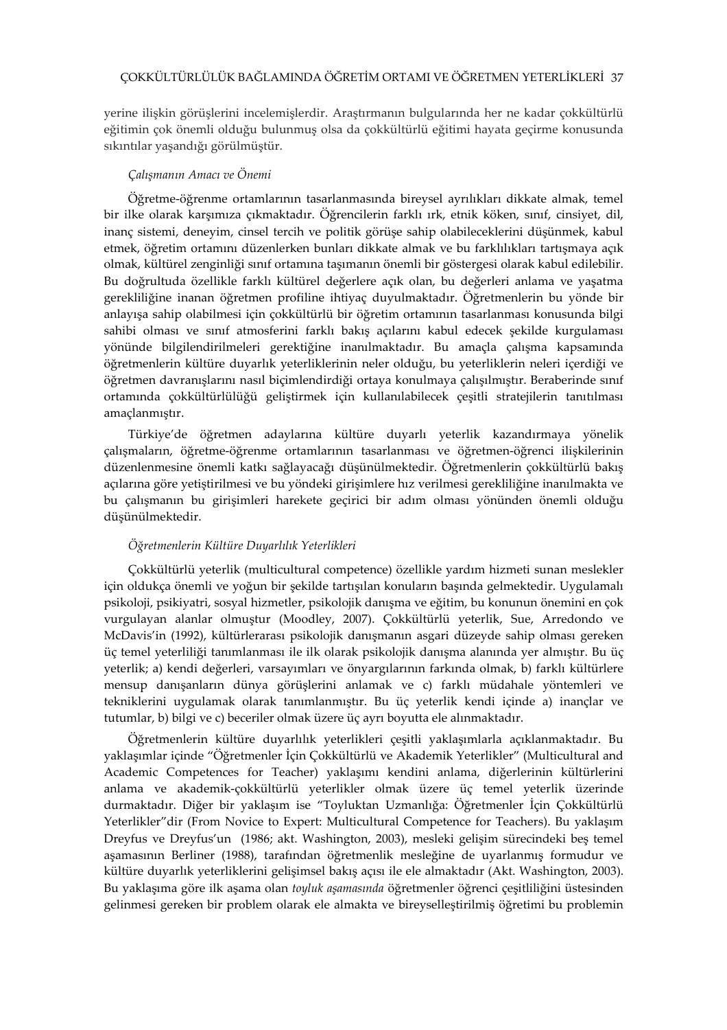yerine ilişkin görüşlerini incelemişlerdir. Araştırmanın bulgularında her ne kadar çokkültürlü eğitimin çok önemli olduğu bulunmuş olsa da çokkültürlü eğitimi hayata geçirme konusunda sıkıntılar yaşandığı görülmüştür.

*Çalışmanın Amacı ve Önemi*

Öğretme-öğrenme ortamlarının tasarlanmasında bireysel ayrılıkları dikkate almak, temel bir ilke olarak karşımıza çıkmaktadır. Öğrencilerin farklı ırk, etnik köken, sınıf, cinsiyet, dil, inanç sistemi, deneyim, cinsel tercih ve politik görüşe sahip olabileceklerini düşünmek, kabul etmek, öğretim ortamını düzenlerken bunları dikkate almak ve bu farklılıkları tartışmaya açık olmak, kültürel zenginliği sınıf ortamına taşımanın önemli bir göstergesi olarak kabul edilebilir. Bu doğrultuda özellikle farklı kültürel değerlere açık olan, bu değerleri anlama ve yaşatma gerekliliğine inanan öğretmen profiline ihtiyaç duyulmaktadır. Öğretmenlerin bu yönde bir anlayışa sahip olabilmesi için çokkültürlü bir öğretim ortamının tasarlanması konusunda bilgi sahibi olması ve sınıf atmosferini farklı bakış açılarını kabul edecek şekilde kurgulaması yönünde bilgilendirilmeleri gerektiğine inanılmaktadır. Bu amaçla çalışma kapsamında öğretmenlerin kültüre duyarlık yeterliklerinin neler olduğu, bu yeterliklerin neleri içerdiği ve öğretmen davranışlarını nasıl biçimlendirdiği ortaya konulmaya çalışılmıştır. Beraberinde sınıf ortamında çokkültürlülüğü geliştirmek için kullanılabilecek çeşitli stratejilerin tanıtılması amaçlanmıştır.

Türkiye'de öğretmen adaylarına kültüre duyarlı yeterlik kazandırmaya yönelik çalışmaların, öğretme-öğrenme ortamlarının tasarlanması ve öğretmen-öğrenci ilişkilerinin düzenlenmesine önemli katkı sağlayacağı düşünülmektedir. Öğretmenlerin çokkültürlü bakış açılarına göre yetiştirilmesi ve bu yöndeki girişimlere hız verilmesi gerekliliğine inanılmakta ve bu çalışmanın bu girişimleri harekete geçirici bir adım olması yönünden önemli olduğu düşünülmektedir.

*Öğretmenlerin Kültüre Duyarlılık Yeterlikleri*

Çokkültürlü yeterlik (multicultural competence) özellikle yardım hizmeti sunan meslekler için oldukça önemli ve yoğun bir şekilde tartışılan konuların başında gelmektedir. Uygulamalı psikoloji, psikiyatri, sosyal hizmetler, psikolojik danışma ve eğitim, bu konunun önemini en çok vurgulayan alanlar olmuştur (Moodley, 2007). Çokkültürlü yeterlik, Sue, Arredondo ve McDavis'in (1992), kültürlerarası psikolojik danışmanın asgari düzeyde sahip olması gereken üç temel yeterliliği tanımlanması ile ilk olarak psikolojik danışma alanında yer almıştır. Bu üç yeterlik; a) kendi değerleri, varsayımları ve önyargılarının farkında olmak, b) farklı kültürlere mensup danışanların dünya görüşlerini anlamak ve c) farklı müdahale yöntemleri ve tekniklerini uygulamak olarak tanımlanmıştır. Bu üç yeterlik kendi içinde a) inançlar ve tutumlar, b) bilgi ve c) beceriler olmak üzere üç ayrı boyutta ele alınmaktadır.

Öğretmenlerin kültüre duyarlılık yeterlikleri çeşitli yaklaşımlarla açıklanmaktadır. Bu yaklaşımlar içinde "Öğretmenler İçin Çokkültürlü ve Akademik Yeterlikler" (Multicultural and Academic Competences for Teacher) yaklaşımı kendini anlama, diğerlerinin kültürlerini anlama ve akademik-çokkültürlü yeterlikler olmak üzere üç temel yeterlik üzerinde durmaktadır. Diğer bir yaklaşım ise "Toyluktan Uzmanlığa: Öğretmenler İçin Çokkültürlü Yeterlikler"dir (From Novice to Expert: Multicultural Competence for Teachers). Bu yaklaşım Dreyfus ve Dreyfus'un (1986; akt. Washington, 2003), mesleki gelişim sürecindeki beş temel aşamasının Berliner (1988), tarafından öğretmenlik mesleğine de uyarlanmış formudur ve kültüre duyarlık yeterliklerini gelişimsel bakış açısı ile ele almaktadır (Akt. Washington, 2003). Bu yaklaşıma göre ilk aşama olan *toyluk aşamasında* öğretmenler öğrenci çeşitliliğini üstesinden gelinmesi gereken bir problem olarak ele almakta ve bireyselleştirilmiş öğretimi bu problemin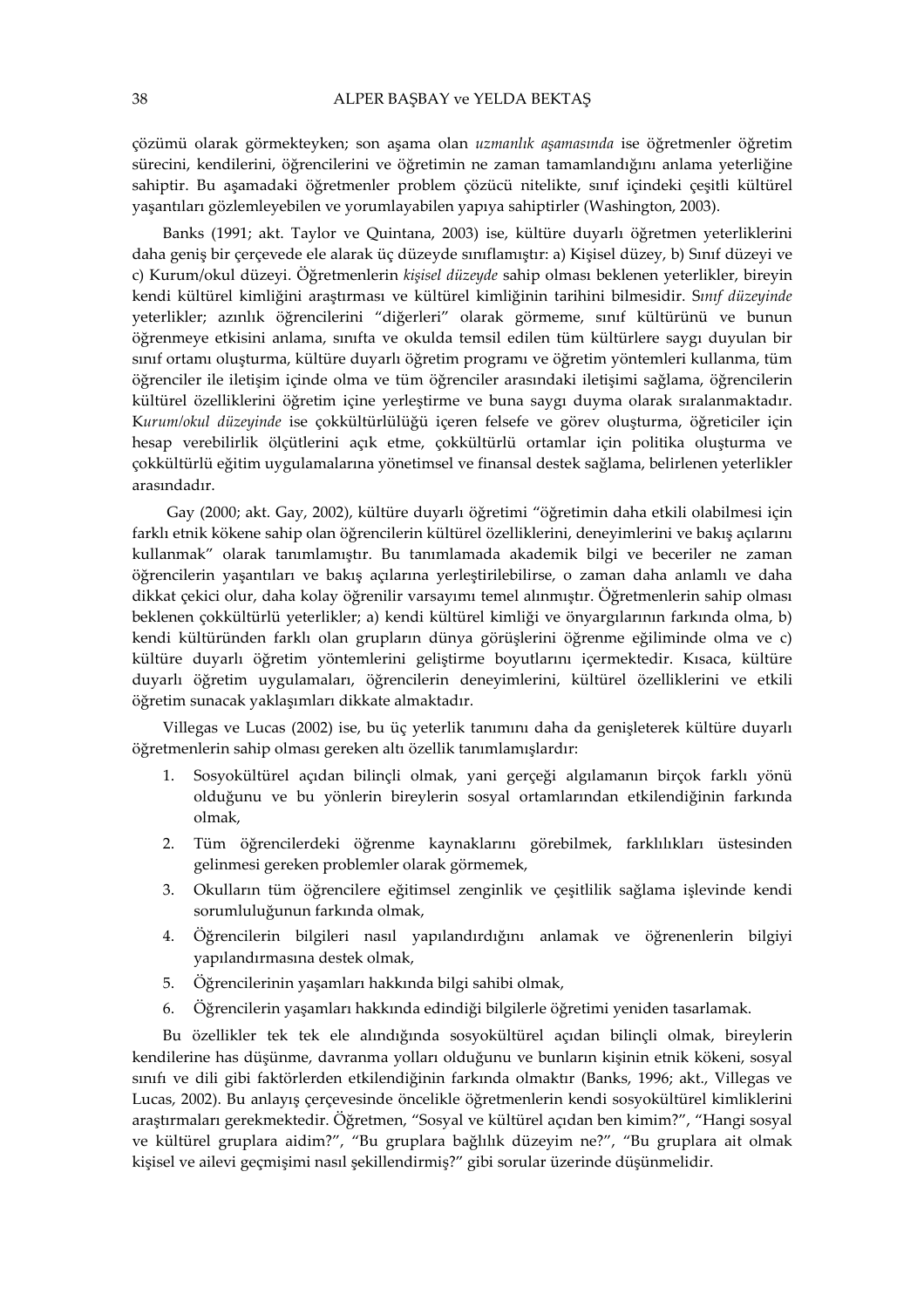çözümü olarak görmekteyken; son aşama olan *uzmanlık aşamasında* ise öğretmenler öğretim sürecini, kendilerini, öğrencilerini ve öğretimin ne zaman tamamlandığını anlama yeterliğine sahiptir. Bu aşamadaki öğretmenler problem çözücü nitelikte, sınıf içindeki çeşitli kültürel yaşantıları gözlemleyebilen ve yorumlayabilen yapıya sahiptirler (Washington, 2003).

Banks (1991; akt. Taylor ve Quintana, 2003) ise, kültüre duyarlı öğretmen yeterliklerini daha geniş bir çerçevede ele alarak üç düzeyde sınıflamıştır: a) Kişisel düzey, b) Sınıf düzeyi ve c) Kurum/okul düzeyi. Öğretmenlerin *kişisel düzeyde* sahip olması beklenen yeterlikler, bireyin kendi kültürel kimliğini araştırması ve kültürel kimliğinin tarihini bilmesidir. S*ınıf düzeyinde* yeterlikler; azınlık öğrencilerini "diğerleri" olarak görmeme, sınıf kültürünü ve bunun öğrenmeye etkisini anlama, sınıfta ve okulda temsil edilen tüm kültürlere saygı duyulan bir sınıf ortamı oluşturma, kültüre duyarlı öğretim programı ve öğretim yöntemleri kullanma, tüm öğrenciler ile iletişim içinde olma ve tüm öğrenciler arasındaki iletişimi sağlama, öğrencilerin kültürel özelliklerini öğretim içine yerleştirme ve buna saygı duyma olarak sıralanmaktadır. K*urum/okul düzeyinde* ise çokkültürlülüğü içeren felsefe ve görev oluşturma, öğreticiler için hesap verebilirlik ölçütlerini açık etme, çokkültürlü ortamlar için politika oluşturma ve çokkültürlü eğitim uygulamalarına yönetimsel ve finansal destek sağlama, belirlenen yeterlikler arasındadır.

Gay (2000; akt. Gay, 2002), kültüre duyarlı öğretimi "öğretimin daha etkili olabilmesi için farklı etnik kökene sahip olan öğrencilerin kültürel özelliklerini, deneyimlerini ve bakış açılarını kullanmak" olarak tanımlamıştır. Bu tanımlamada akademik bilgi ve beceriler ne zaman öğrencilerin yaşantıları ve bakış açılarına yerleştirilebilirse, o zaman daha anlamlı ve daha dikkat çekici olur, daha kolay öğrenilir varsayımı temel alınmıştır. Öğretmenlerin sahip olması beklenen çokkültürlü yeterlikler; a) kendi kültürel kimliği ve önyargılarının farkında olma, b) kendi kültüründen farklı olan grupların dünya görüşlerini öğrenme eğiliminde olma ve c) kültüre duyarlı öğretim yöntemlerini geliştirme boyutlarını içermektedir. Kısaca, kültüre duyarlı öğretim uygulamaları, öğrencilerin deneyimlerini, kültürel özelliklerini ve etkili öğretim sunacak yaklaşımları dikkate almaktadır.

Villegas ve Lucas (2002) ise, bu üç yeterlik tanımını daha da genişleterek kültüre duyarlı öğretmenlerin sahip olması gereken altı özellik tanımlamışlardır:

1. Sosyokültürel açıdan bilinçli olmak, yani gerçeği algılamanın birçok farklı yönü olduğunu ve bu yönlerin bireylerin sosyal ortamlarından etkilendiğinin farkında olmak,
2. Tüm öğrencilerdeki öğrenme kaynaklarını görebilmek, farklılıkları üstesinden gelinmesi gereken problemler olarak görmemek,
3. Okulların tüm öğrencilere eğitimsel zenginlik ve çeşitlilik sağlama işlevinde kendi sorumluluğunun farkında olmak,
4. Öğrencilerin bilgileri nasıl yapılandırdığını anlamak ve öğrenenlerin bilgiyi yapılandırmasına destek olmak,
5. Öğrencilerinin yaşamları hakkında bilgi sahibi olmak,
6. Öğrencilerin yaşamları hakkında edindiği bilgilerle öğretimi yeniden tasarlamak.

Bu özellikler tek tek ele alındığında sosyokültürel açıdan bilinçli olmak, bireylerin kendilerine has düşünme, davranma yolları olduğunu ve bunların kişinin etnik kökeni, sosyal sınıfı ve dili gibi faktörlerden etkilendiğinin farkında olmaktır (Banks, 1996; akt., Villegas ve Lucas, 2002). Bu anlayış çerçevesinde öncelikle öğretmenlerin kendi sosyokültürel kimliklerini araştırmaları gerekmektedir. Öğretmen, "Sosyal ve kültürel açıdan ben kimim?", "Hangi sosyal ve kültürel gruplara aidim?", "Bu gruplara bağlılık düzeyim ne?", "Bu gruplara ait olmak kişisel ve ailevi geçmişimi nasıl şekillendirmiş?" gibi sorular üzerinde düşünmelidir.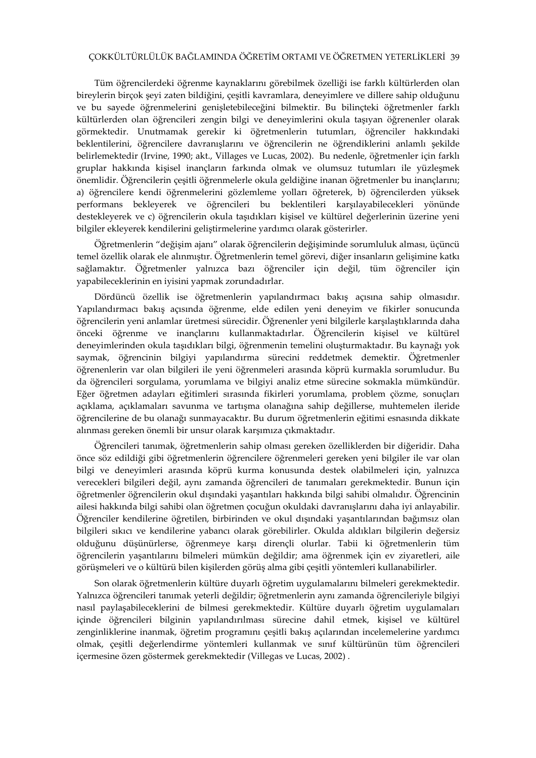Tüm öğrencilerdeki öğrenme kaynaklarını görebilmek özelliği ise farklı kültürlerden olan bireylerin birçok şeyi zaten bildiğini, çeşitli kavramlara, deneyimlere ve dillere sahip olduğunu ve bu sayede öğrenmelerini genişletebileceğini bilmektir. Bu bilinçteki öğretmenler farklı kültürlerden olan öğrencileri zengin bilgi ve deneyimlerini okula taşıyan öğrenenler olarak görmektedir. Unutmamak gerekir ki öğretmenlerin tutumları, öğrenciler hakkındaki beklentilerini, öğrencilere davranışlarını ve öğrencilerin ne öğrendiklerini anlamlı şekilde belirlemektedir (Irvine, 1990; akt., Villages ve Lucas, 2002). Bu nedenle, öğretmenler için farklı gruplar hakkında kişisel inançların farkında olmak ve olumsuz tutumları ile yüzleşmek önemlidir. Öğrencilerin çeşitli öğrenmelerle okula geldiğine inanan öğretmenler bu inançlarını; a) öğrencilere kendi öğrenmelerini gözlemleme yolları öğreterek, b) öğrencilerden yüksek performans bekleyerek ve öğrencileri bu beklentileri karşılayabilecekleri yönünde destekleyerek ve c) öğrencilerin okula taşıdıkları kişisel ve kültürel değerlerinin üzerine yeni bilgiler ekleyerek kendilerini geliştirmelerine yardımcı olarak gösterirler.

Öğretmenlerin "değişim ajanı" olarak öğrencilerin değişiminde sorumluluk alması, üçüncü temel özellik olarak ele alınmıştır. Öğretmenlerin temel görevi, diğer insanların gelişimine katkı sağlamaktır. Öğretmenler yalnızca bazı öğrenciler için değil, tüm öğrenciler için yapabileceklerinin en iyisini yapmak zorundadırlar.

Dördüncü özellik ise öğretmenlerin yapılandırmacı bakış açısına sahip olmasıdır. Yapılandırmacı bakış açısında öğrenme, elde edilen yeni deneyim ve fikirler sonucunda öğrencilerin yeni anlamlar üretmesi sürecidir. Öğrenenler yeni bilgilerle karşılaştıklarında daha önceki öğrenme ve inançlarını kullanmaktadırlar. Öğrencilerin kişisel ve kültürel deneyimlerinden okula taşıdıkları bilgi, öğrenmenin temelini oluşturmaktadır. Bu kaynağı yok saymak, öğrencinin bilgiyi yapılandırma sürecini reddetmek demektir. Öğretmenler öğrenenlerin var olan bilgileri ile yeni öğrenmeleri arasında köprü kurmakla sorumludur. Bu da öğrencileri sorgulama, yorumlama ve bilgiyi analiz etme sürecine sokmakla mümkündür. Eğer öğretmen adayları eğitimleri sırasında fikirleri yorumlama, problem çözme, sonuçları açıklama, açıklamaları savunma ve tartışma olanağına sahip değillerse, muhtemelen ileride öğrencilerine de bu olanağı sunmayacaktır. Bu durum öğretmenlerin eğitimi esnasında dikkate alınması gereken önemli bir unsur olarak karşımıza çıkmaktadır.

Öğrencileri tanımak, öğretmenlerin sahip olması gereken özelliklerden bir diğeridir. Daha önce söz edildiği gibi öğretmenlerin öğrencilere öğrenmeleri gereken yeni bilgiler ile var olan bilgi ve deneyimleri arasında köprü kurma konusunda destek olabilmeleri için, yalnızca verecekleri bilgileri değil, aynı zamanda öğrencileri de tanımaları gerekmektedir. Bunun için öğretmenler öğrencilerin okul dışındaki yaşantıları hakkında bilgi sahibi olmalıdır. Öğrencinin ailesi hakkında bilgi sahibi olan öğretmen çocuğun okuldaki davranışlarını daha iyi anlayabilir. Öğrenciler kendilerine öğretilen, birbirinden ve okul dışındaki yaşantılarından bağımsız olan bilgileri sıkıcı ve kendilerine yabancı olarak görebilirler. Okulda aldıkları bilgilerin değersiz olduğunu düşünürlerse, öğrenmeye karşı dirençli olurlar. Tabii ki öğretmenlerin tüm öğrencilerin yaşantılarını bilmeleri mümkün değildir; ama öğrenmek için ev ziyaretleri, aile görüşmeleri ve o kültürü bilen kişilerden görüş alma gibi çeşitli yöntemleri kullanabilirler.

Son olarak öğretmenlerin kültüre duyarlı öğretim uygulamalarını bilmeleri gerekmektedir. Yalnızca öğrencileri tanımak yeterli değildir; öğretmenlerin aynı zamanda öğrencileriyle bilgiyi nasıl paylaşabileceklerini de bilmesi gerekmektedir. Kültüre duyarlı öğretim uygulamaları içinde öğrencileri bilginin yapılandırılması sürecine dahil etmek, kişisel ve kültürel zenginliklerine inanmak, öğretim programını çeşitli bakış açılarından incelemelerine yardımcı olmak, çeşitli değerlendirme yöntemleri kullanmak ve sınıf kültürünün tüm öğrencileri içermesine özen göstermek gerekmektedir (Villegas ve Lucas, 2002) .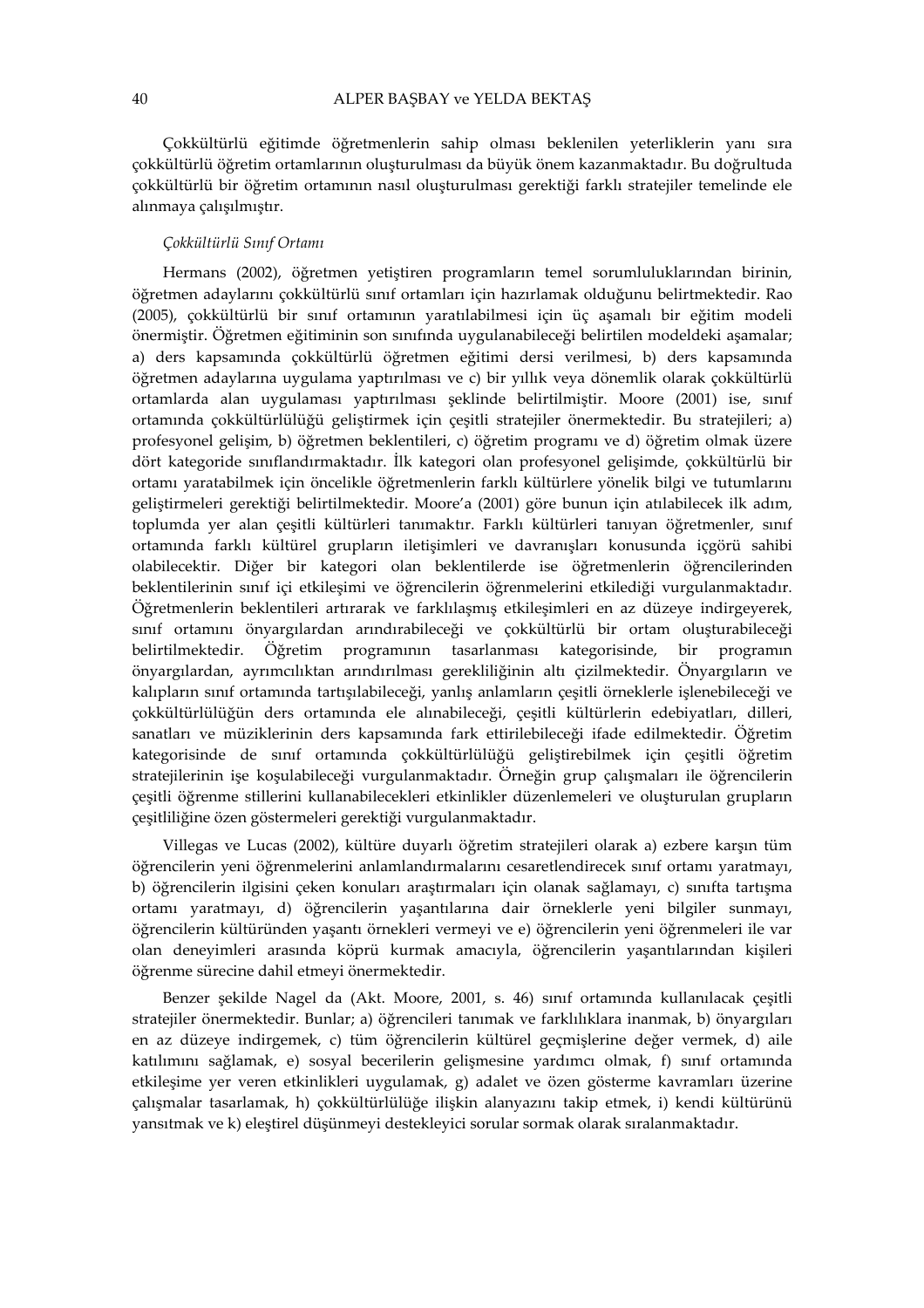Çokkültürlü eğitimde öğretmenlerin sahip olması beklenilen yeterliklerin yanı sıra çokkültürlü öğretim ortamlarının oluşturulması da büyük önem kazanmaktadır. Bu doğrultuda çokkültürlü bir öğretim ortamının nasıl oluşturulması gerektiği farklı stratejiler temelinde ele alınmaya çalışılmıştır.

*Çokkültürlü Sınıf Ortamı*

Hermans (2002), öğretmen yetiştiren programların temel sorumluluklarından birinin, öğretmen adaylarını çokkültürlü sınıf ortamları için hazırlamak olduğunu belirtmektedir. Rao (2005), çokkültürlü bir sınıf ortamının yaratılabilmesi için üç aşamalı bir eğitim modeli önermiştir. Öğretmen eğitiminin son sınıfında uygulanabileceği belirtilen modeldeki aşamalar; a) ders kapsamında çokkültürlü öğretmen eğitimi dersi verilmesi, b) ders kapsamında öğretmen adaylarına uygulama yaptırılması ve c) bir yıllık veya dönemlik olarak çokkültürlü ortamlarda alan uygulaması yaptırılması şeklinde belirtilmiştir. Moore (2001) ise, sınıf ortamında çokkültürlülüğü geliştirmek için çeşitli stratejiler önermektedir. Bu stratejileri; a) profesyonel gelişim, b) öğretmen beklentileri, c) öğretim programı ve d) öğretim olmak üzere dört kategoride sınıflandırmaktadır. İlk kategori olan profesyonel gelişimde, çokkültürlü bir ortamı yaratabilmek için öncelikle öğretmenlerin farklı kültürlere yönelik bilgi ve tutumlarını geliştirmeleri gerektiği belirtilmektedir. Moore'a (2001) göre bunun için atılabilecek ilk adım, toplumda yer alan çeşitli kültürleri tanımaktır. Farklı kültürleri tanıyan öğretmenler, sınıf ortamında farklı kültürel grupların iletişimleri ve davranışları konusunda içgörü sahibi olabilecektir. Diğer bir kategori olan beklentilerde ise öğretmenlerin öğrencilerinden beklentilerinin sınıf içi etkileşimi ve öğrencilerin öğrenmelerini etkilediği vurgulanmaktadır. Öğretmenlerin beklentileri artırarak ve farklılaşmış etkileşimleri en az düzeye indirgeyerek, sınıf ortamını önyargılardan arındırabileceği ve çokkültürlü bir ortam oluşturabileceği belirtilmektedir. Öğretim programının tasarlanması kategorisinde, bir programın önyargılardan, ayrımcılıktan arındırılması gerekliliğinin altı çizilmektedir. Önyargıların ve kalıpların sınıf ortamında tartışılabileceği, yanlış anlamların çeşitli örneklerle işlenebileceği ve çokkültürlülüğün ders ortamında ele alınabileceği, çeşitli kültürlerin edebiyatları, dilleri, sanatları ve müziklerinin ders kapsamında fark ettirilebileceği ifade edilmektedir. Öğretim kategorisinde de sınıf ortamında çokkültürlülüğü geliştirebilmek için çeşitli öğretim stratejilerinin işe koşulabileceği vurgulanmaktadır. Örneğin grup çalışmaları ile öğrencilerin çeşitli öğrenme stillerini kullanabilecekleri etkinlikler düzenlemeleri ve oluşturulan grupların çeşitliliğine özen göstermeleri gerektiği vurgulanmaktadır.

Villegas ve Lucas (2002), kültüre duyarlı öğretim stratejileri olarak a) ezbere karşın tüm öğrencilerin yeni öğrenmelerini anlamlandırmalarını cesaretlendirecek sınıf ortamı yaratmayı, b) öğrencilerin ilgisini çeken konuları araştırmaları için olanak sağlamayı, c) sınıfta tartışma ortamı yaratmayı, d) öğrencilerin yaşantılarına dair örneklerle yeni bilgiler sunmayı, öğrencilerin kültüründen yaşantı örnekleri vermeyi ve e) öğrencilerin yeni öğrenmeleri ile var olan deneyimleri arasında köprü kurmak amacıyla, öğrencilerin yaşantılarından kişileri öğrenme sürecine dahil etmeyi önermektedir.

Benzer şekilde Nagel da (Akt. Moore, 2001, s. 46) sınıf ortamında kullanılacak çeşitli stratejiler önermektedir. Bunlar; a) öğrencileri tanımak ve farklılıklara inanmak, b) önyargıları en az düzeye indirgemek, c) tüm öğrencilerin kültürel geçmişlerine değer vermek, d) aile katılımını sağlamak, e) sosyal becerilerin gelişmesine yardımcı olmak, f) sınıf ortamında etkileşime yer veren etkinlikleri uygulamak, g) adalet ve özen gösterme kavramları üzerine çalışmalar tasarlamak, h) çokkültürlülüğe ilişkin alanyazını takip etmek, i) kendi kültürünü yansıtmak ve k) eleştirel düşünmeyi destekleyici sorular sormak olarak sıralanmaktadır.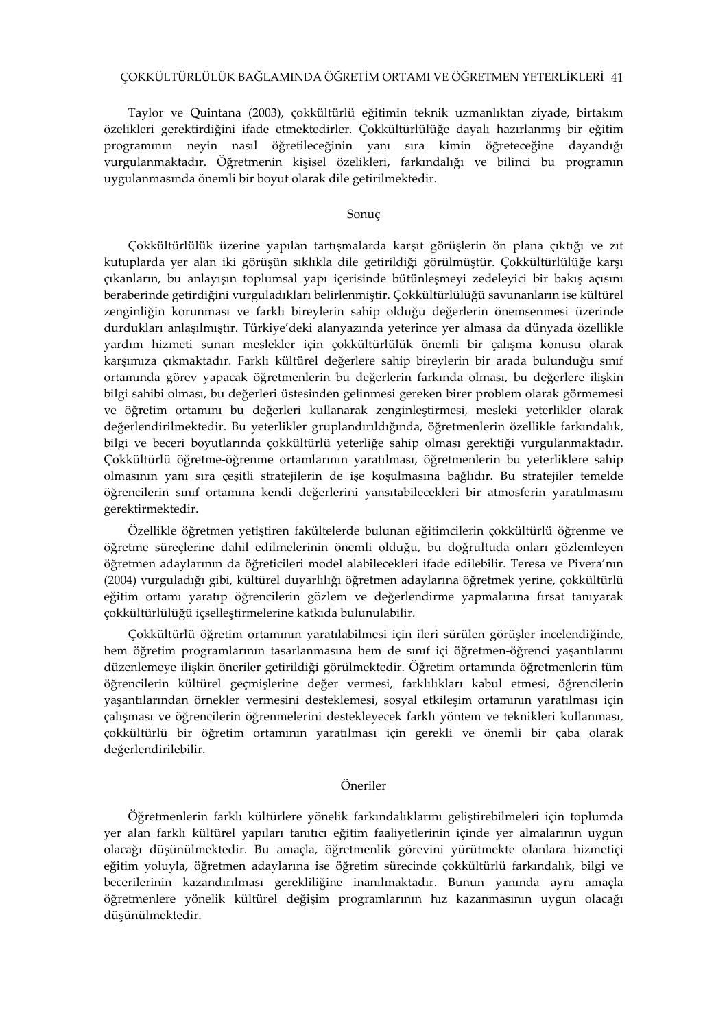Taylor ve Quintana (2003), çokkültürlü eğitimin teknik uzmanlıktan ziyade, birtakım özelikleri gerektirdiğini ifade etmektedirler. Çokkültürlülüğe dayalı hazırlanmış bir eğitim programının neyin nasıl öğretileceğinin yanı sıra kimin öğreteceğine dayandığı vurgulanmaktadır. Öğretmenin kişisel özelikleri, farkındalığı ve bilinci bu programın uygulanmasında önemli bir boyut olarak dile getirilmektedir.

## Sonuç

Çokkültürlülük üzerine yapılan tartışmalarda karşıt görüşlerin ön plana çıktığı ve zıt kutuplarda yer alan iki görüşün sıklıkla dile getirildiği görülmüştür. Çokkültürlülüğe karşı çıkanların, bu anlayışın toplumsal yapı içerisinde bütünleşmeyi zedeleyici bir bakış açısını beraberinde getirdiğini vurguladıkları belirlenmiştir. Çokkültürlülüğü savunanların ise kültürel zenginliğin korunması ve farklı bireylerin sahip olduğu değerlerin önemsenmesi üzerinde durdukları anlaşılmıştır. Türkiye'deki alanyazında yeterince yer almasa da dünyada özellikle yardım hizmeti sunan meslekler için çokkültürlülük önemli bir çalışma konusu olarak karşımıza çıkmaktadır. Farklı kültürel değerlere sahip bireylerin bir arada bulunduğu sınıf ortamında görev yapacak öğretmenlerin bu değerlerin farkında olması, bu değerlere ilişkin bilgi sahibi olması, bu değerleri üstesinden gelinmesi gereken birer problem olarak görmemesi ve öğretim ortamını bu değerleri kullanarak zenginleştirmesi, mesleki yeterlikler olarak değerlendirilmektedir. Bu yeterlikler gruplandırıldığında, öğretmenlerin özellikle farkındalık, bilgi ve beceri boyutlarında çokkültürlü yeterliğe sahip olması gerektiği vurgulanmaktadır. Çokkültürlü öğretme-öğrenme ortamlarının yaratılması, öğretmenlerin bu yeterliklere sahip olmasının yanı sıra çeşitli stratejilerin de işe koşulmasına bağlıdır. Bu stratejiler temelde öğrencilerin sınıf ortamına kendi değerlerini yansıtabilecekleri bir atmosferin yaratılmasını gerektirmektedir.

Özellikle öğretmen yetiştiren fakültelerde bulunan eğitimcilerin çokkültürlü öğrenme ve öğretme süreçlerine dahil edilmelerinin önemli olduğu, bu doğrultuda onları gözlemleyen öğretmen adaylarının da öğreticileri model alabilecekleri ifade edilebilir. Teresa ve Pivera'nın (2004) vurguladığı gibi, kültürel duyarlılığı öğretmen adaylarına öğretmek yerine, çokkültürlü eğitim ortamı yaratıp öğrencilerin gözlem ve değerlendirme yapmalarına fırsat tanıyarak çokkültürlülüğü içselleştirmelerine katkıda bulunulabilir.

Çokkültürlü öğretim ortamının yaratılabilmesi için ileri sürülen görüşler incelendiğinde, hem öğretim programlarının tasarlanmasına hem de sınıf içi öğretmen-öğrenci yaşantılarını düzenlemeye ilişkin öneriler getirildiği görülmektedir. Öğretim ortamında öğretmenlerin tüm öğrencilerin kültürel geçmişlerine değer vermesi, farklılıkları kabul etmesi, öğrencilerin yaşantılarından örnekler vermesini desteklemesi, sosyal etkileşim ortamının yaratılması için çalışması ve öğrencilerin öğrenmelerini destekleyecek farklı yöntem ve teknikleri kullanması, çokkültürlü bir öğretim ortamının yaratılması için gerekli ve önemli bir çaba olarak değerlendirilebilir.

## Öneriler

Öğretmenlerin farklı kültürlere yönelik farkındalıklarını geliştirebilmeleri için toplumda yer alan farklı kültürel yapıları tanıtıcı eğitim faaliyetlerinin içinde yer almalarının uygun olacağı düşünülmektedir. Bu amaçla, öğretmenlik görevini yürütmekte olanlara hizmetiçi eğitim yoluyla, öğretmen adaylarına ise öğretim sürecinde çokkültürlü farkındalık, bilgi ve becerilerinin kazandırılması gerekliliğine inanılmaktadır. Bunun yanında aynı amaçla öğretmenlere yönelik kültürel değişim programlarının hız kazanmasının uygun olacağı düşünülmektedir.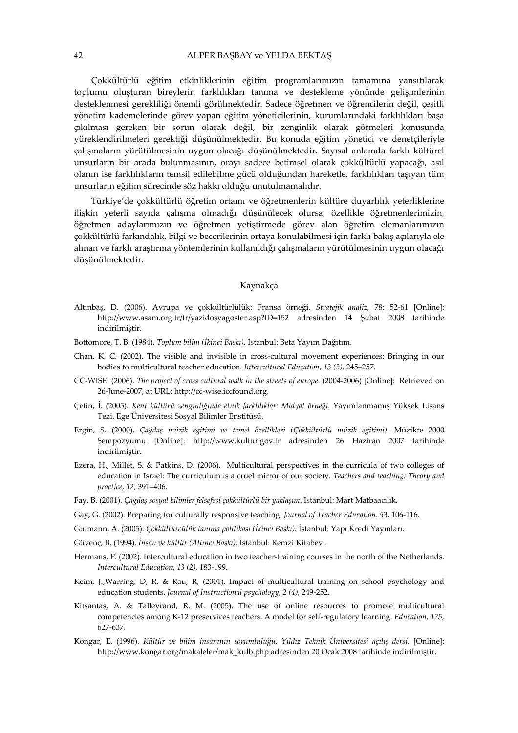Çokkültürlü eğitim etkinliklerinin eğitim programlarımızın tamamına yansıtılarak toplumu oluşturan bireylerin farklılıkları tanıma ve destekleme yönünde gelişimlerinin desteklenmesi gerekliliği önemli görülmektedir. Sadece öğretmen ve öğrencilerin değil, çeşitli yönetim kademelerinde görev yapan eğitim yöneticilerinin, kurumlarındaki farklılıkları başa çıkılması gereken bir sorun olarak değil, bir zenginlik olarak görmeleri konusunda yüreklendirilmeleri gerektiği düşünülmektedir. Bu konuda eğitim yönetici ve denetçileriyle çalışmaların yürütülmesinin uygun olacağı düşünülmektedir. Sayısal anlamda farklı kültürel unsurların bir arada bulunmasının, orayı sadece betimsel olarak çokkültürlü yapacağı, asıl olanın ise farklılıkların temsil edilebilme gücü olduğundan hareketle, farklılıkları taşıyan tüm unsurların eğitim sürecinde söz hakkı olduğu unutulmamalıdır.

Türkiye'de çokkültürlü öğretim ortamı ve öğretmenlerin kültüre duyarlılık yeterliklerine ilişkin yeterli sayıda çalışma olmadığı düşünülecek olursa, özellikle öğretmenlerimizin, öğretmen adaylarımızın ve öğretmen yetiştirmede görev alan öğretim elemanlarımızın çokkültürlü farkındalık, bilgi ve becerilerinin ortaya konulabilmesi için farklı bakış açılarıyla ele alınan ve farklı araştırma yöntemlerinin kullanıldığı çalışmaların yürütülmesinin uygun olacağı düşünülmektedir.

## Kaynakça

Altınbaş, D. (2006). Avrupa ve çokkültürlülük: Fransa örneği. *Stratejik analiz*, 78: 52-61 [Online]: http://www.asam.org.tr/tr/yazidosyagoster.asp?ID=152 adresinden 14 Şubat 2008 tarihinde indirilmiştir.

Bottomore, T. B. (1984). *Toplum bilim (İkinci Baskı).* İstanbul: Beta Yayım Dağıtım.

Chan, K. C. (2002). The visible and invisible in cross-cultural movement experiences: Bringing in our bodies to multicultural teacher education. *Intercultural Education*, *13 (3),* 245–257.

CC-WISE. (2006). *The project of cross cultural walk in the streets of europe*. (2004-2006) [Online]: Retrieved on 26-June-2007, at URL: http://cc-wise.iccfound.org.

Çetin, İ. (2005). *Kent kültürü zenginliğinde etnik farklılıklar: Midyat örneği*. Yayımlanmamış Yüksek Lisans Tezi. Ege Üniversitesi Sosyal Bilimler Enstitüsü.

Ergin, S. (2000). *Çağdaş müzik eğitimi ve temel özellikleri (Çokkültürlü müzik eğitimi).* Müzikte 2000 Sempozyumu [Online]: http://www.kultur.gov.tr adresinden 26 Haziran 2007 tarihinde indirilmiştir.

Ezera, H., Millet, S. & Patkins, D. (2006). Multicultural perspectives in the curricula of two colleges of education in Israel: The curriculum is a cruel mirror of our society. *Teachers and teaching: Theory and practice, 12,* 391–406.

Fay, B. (2001). *Çağdaş sosyal bilimler felsefesi çokkültürlü bir yaklaşım*. İstanbul: Mart Matbaacılık.

Gay, G. (2002). Preparing for culturally responsive teaching. *Journal of Teacher Education, 5*3, 106-116.

Gutmann, A. (2005). *Çokkültürcülük tanıma politikası (İkinci Baskı).* İstanbul: Yapı Kredi Yayınları.

Güvenç, B. (1994). *İnsan ve kültür (Altıncı Baskı).* İstanbul: Remzi Kitabevi.

Hermans, P. (2002). Intercultural education in two teacher-training courses in the north of the Netherlands. *Intercultural Education*, *13 (2),* 183-199.

Keim, J.,Warring. D, R, & Rau, R, (2001), Impact of multicultural training on school psychology and education students. *Journal of Instructional psychology, 2 (4),* 249-252.

Kitsantas, A. & Talleyrand, R. M. (2005). The use of online resources to promote multicultural competencies among K-12 preservices teachers: A model for self-regulatory learning. *Education, 125,* 627-637.

Kongar, E. (1996). *Kültür ve bilim insanının sorumluluğu. Yıldız Teknik Üniversitesi açılış dersi*. [Online]: http://www.kongar.org/makaleler/mak_kulb.php adresinden 20 Ocak 2008 tarihinde indirilmiştir.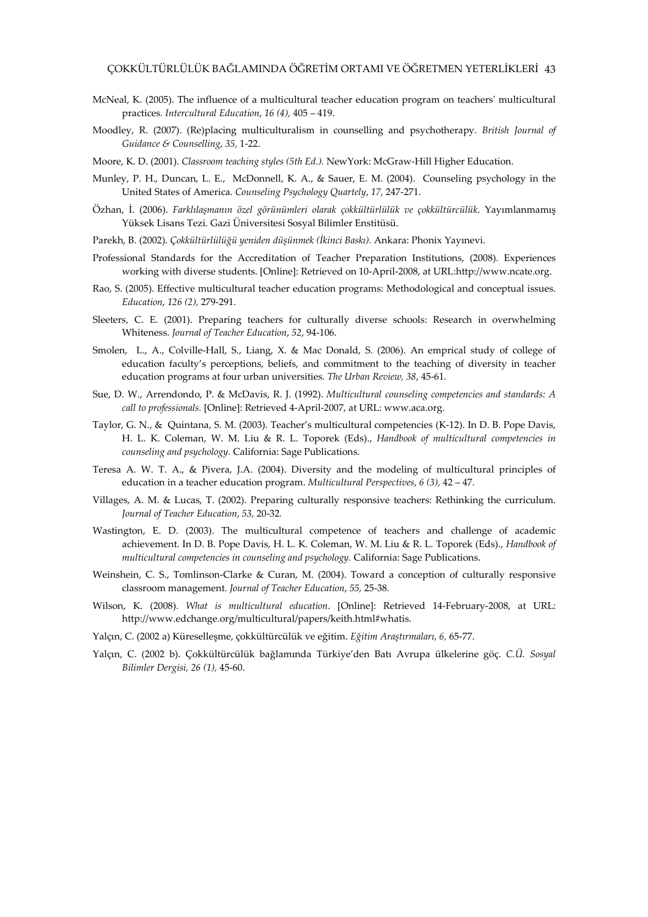McNeal, K. (2005). The influence of a multicultural teacher education program on teachers' multicultural practices. *Intercultural Education*, *16 (4),* 405 – 419.

Moodley, R. (2007). (Re)placing multiculturalism in counselling and psychotherapy. *British Journal of Guidance & Counselling*, *35,* 1-22.

Moore, K. D. (2001). *Classroom teaching styles (5th Ed.).* NewYork: McGraw-Hill Higher Education.

Munley, P. H., Duncan, L. E., McDonnell, K. A., & Sauer, E. M. (2004). Counseling psychology in the United States of America. *Counseling Psychology Quartely*, *17,* 247-271.

Özhan, İ. (2006). *Farklılaşmanın özel görünümleri olarak çokkültürlülük ve çokkültürcülük.* Yayımlanmamış Yüksek Lisans Tezi. Gazi Üniversitesi Sosyal Bilimler Enstitüsü.

Parekh, B. (2002). *Çokkültürlülüğü yeniden düşünmek (İkinci Baskı).* Ankara: Phonix Yayınevi.

Professional Standards for the Accreditation of Teacher Preparation Institutions, (2008). Experiences working with diverse students. [Online]: Retrieved on 10-April-2008, at URL:http://www.ncate.org.

Rao, S. (2005). Effective multicultural teacher education programs: Methodological and conceptual issues. *Education*, *126 (2),* 279-291.

Sleeters, C. E. (2001). Preparing teachers for culturally diverse schools: Research in overwhelming Whiteness. *Journal of Teacher Education*, *52*, 94-106.

Smolen, L., A., Colville-Hall, S., Liang, X. & Mac Donald, S. (2006). An emprical study of college of education faculty's perceptions, beliefs, and commitment to the teaching of diversity in teacher education programs at four urban universities. *The Urban Review, 38*, 45-61.

Sue, D. W., Arrendondo, P. & McDavis, R. J. (1992). *Multicultural counseling competencies and standards: A call to professionals.* [Online]: Retrieved 4-April-2007, at URL: www.aca.org.

Taylor, G. N., & Quintana, S. M. (2003). Teacher's multicultural competencies (K-12). In D. B. Pope Davis, H. L. K. Coleman, W. M. Liu & R. L. Toporek (Eds)., *Handbook of multicultural competencies in counseling and psychology.* California: Sage Publications.

Teresa A. W. T. A., & Pivera, J.A. (2004). Diversity and the modeling of multicultural principles of education in a teacher education program. *Multicultural Perspectives*, *6 (3),* 42 – 47.

Villages, A. M. & Lucas, T. (2002). Preparing culturally responsive teachers: Rethinking the curriculum. *Journal of Teacher Education*, *53,* 20-32.

Wastington, E. D. (2003). The multicultural competence of teachers and challenge of academic achievement. In D. B. Pope Davis, H. L. K. Coleman, W. M. Liu & R. L. Toporek (Eds)., *Handbook of multicultural competencies in counseling and psychology.* California: Sage Publications.

Weinshein, C. S., Tomlinson-Clarke & Curan, M. (2004). Toward a conception of culturally responsive classroom management. *Journal of Teacher Education*, *55,* 25-38.

Wilson, K. (2008). *What is multicultural education*. [Online]: Retrieved 14-February-2008, at URL: http://www.edchange.org/multicultural/papers/keith.html#whatis.

Yalçın, C. (2002 a) Küreselleşme, çokkültürcülük ve eğitim. *Eğitim Araştırmaları, 6,* 65-77.

Yalçın, C. (2002 b). Çokkültürcülük bağlamında Türkiye'den Batı Avrupa ülkelerine göç. *C.Ü. Sosyal Bilimler Dergisi, 26 (1),* 45-60.